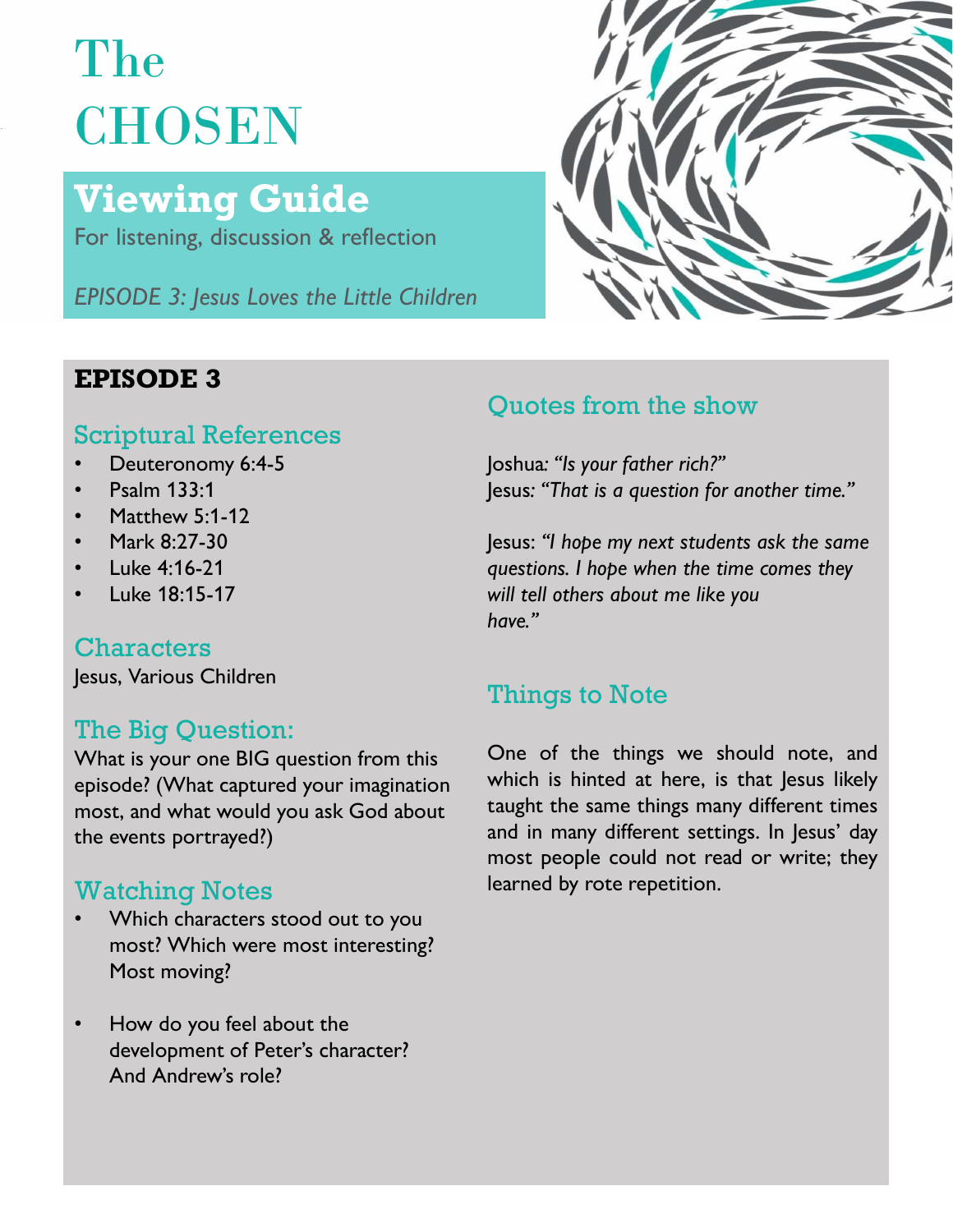# The CHOSEN

## Viewing Guide

For listening, discussion & reflection

*EPISODE 3: Jesus Loves the Little Children*

## EPISODE 3

### Scriptural References

- Deuteronomy 6:4-5
- Psalm 133:1
- Matthew 5:1-12
- Mark 8:27-30
- Luke 4:16-21
- Luke 18:15-17

### Characters

Jesus, Various Children

### The Big Question:

What is your one BIG question from this episode? (What captured your imagination most, and what would you ask God about the events portrayed?)

### Watching Notes

- Which characters stood out to you most? Which were most interesting? Most moving?
- How do you feel about the development of Peter's character? And Andrew's role?

### Quotes from the show

Joshua: *"Is your father rich?"*
Jesus: *"That is a question for another time."*

Jesus: *"I hope my next students ask the same questions. I hope when the time comes they will tell others about me like you have."*

### Things to Note

One of the things we should note, and which is hinted at here, is that Jesus likely taught the same things many different times and in many different settings. In Jesus' day most people could not read or write; they learned by rote repetition.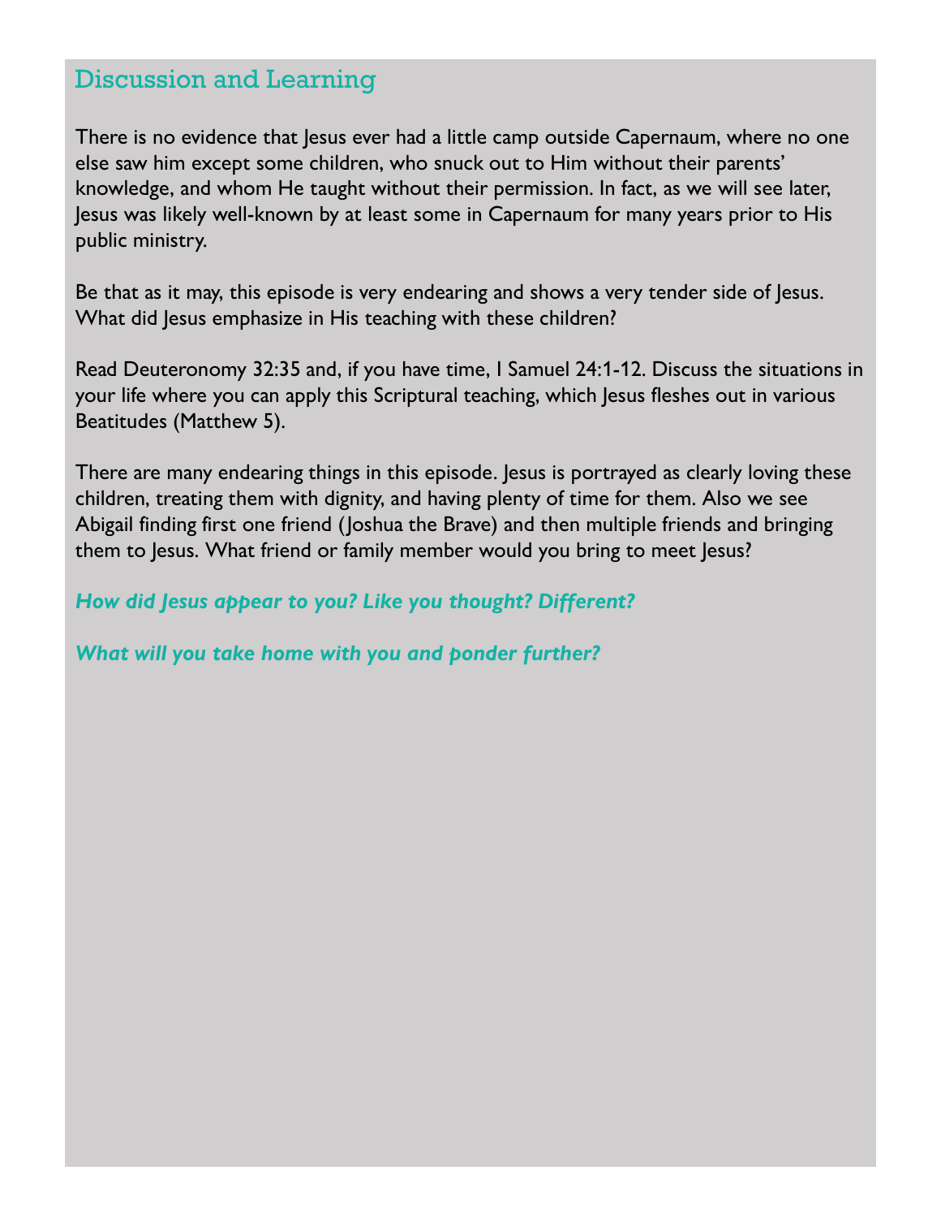## Discussion and Learning

There is no evidence that Jesus ever had a little camp outside Capernaum, where no one else saw him except some children, who snuck out to Him without their parents' knowledge, and whom He taught without their permission. In fact, as we will see later, Jesus was likely well-known by at least some in Capernaum for many years prior to His public ministry.

Be that as it may, this episode is very endearing and shows a very tender side of Jesus. What did Jesus emphasize in His teaching with these children?

Read Deuteronomy 32:35 and, if you have time, I Samuel 24:1-12. Discuss the situations in your life where you can apply this Scriptural teaching, which Jesus fleshes out in various Beatitudes (Matthew 5).

There are many endearing things in this episode. Jesus is portrayed as clearly loving these children, treating them with dignity, and having plenty of time for them. Also we see Abigail finding first one friend (Joshua the Brave) and then multiple friends and bringing them to Jesus. What friend or family member would you bring to meet Jesus?

***How did Jesus appear to you? Like you thought? Different?***

***What will you take home with you and ponder further?***